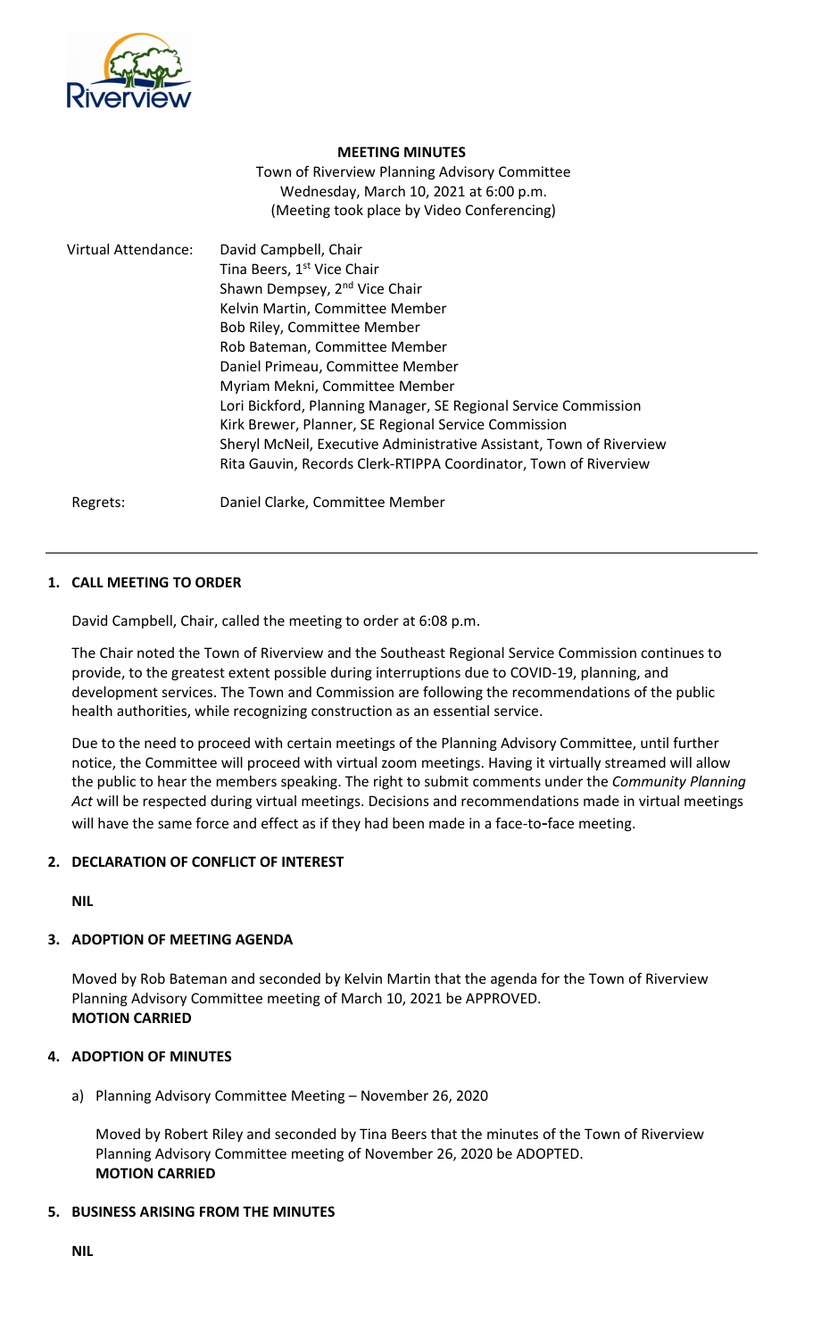**MEETING MINUTES**

Town of Riverview Planning Advisory Committee
Wednesday, March 10, 2021 at 6:00 p.m.
(Meeting took place by Video Conferencing)

Virtual Attendance:
David Campbell, Chair
Tina Beers, 1st Vice Chair
Shawn Dempsey, 2nd Vice Chair
Kelvin Martin, Committee Member
Bob Riley, Committee Member
Rob Bateman, Committee Member
Daniel Primeau, Committee Member
Myriam Mekni, Committee Member
Lori Bickford, Planning Manager, SE Regional Service Commission
Kirk Brewer, Planner, SE Regional Service Commission
Sheryl McNeil, Executive Administrative Assistant, Town of Riverview
Rita Gauvin, Records Clerk-RTIPPA Coordinator, Town of Riverview

Regrets:
Daniel Clarke, Committee Member

---

## 1. CALL MEETING TO ORDER

David Campbell, Chair, called the meeting to order at 6:08 p.m.

The Chair noted the Town of Riverview and the Southeast Regional Service Commission continues to provide, to the greatest extent possible during interruptions due to COVID-19, planning, and development services. The Town and Commission are following the recommendations of the public health authorities, while recognizing construction as an essential service.

Due to the need to proceed with certain meetings of the Planning Advisory Committee, until further notice, the Committee will proceed with virtual zoom meetings. Having it virtually streamed will allow the public to hear the members speaking. The right to submit comments under the *Community Planning Act* will be respected during virtual meetings. Decisions and recommendations made in virtual meetings will have the same force and effect as if they had been made in a face-to-face meeting.

## 2. DECLARATION OF CONFLICT OF INTEREST

**NIL**

## 3. ADOPTION OF MEETING AGENDA

Moved by Rob Bateman and seconded by Kelvin Martin that the agenda for the Town of Riverview Planning Advisory Committee meeting of March 10, 2021 be APPROVED.
**MOTION CARRIED**

## 4. ADOPTION OF MINUTES

a) Planning Advisory Committee Meeting – November 26, 2020

Moved by Robert Riley and seconded by Tina Beers that the minutes of the Town of Riverview Planning Advisory Committee meeting of November 26, 2020 be ADOPTED.
**MOTION CARRIED**

## 5. BUSINESS ARISING FROM THE MINUTES

**NIL**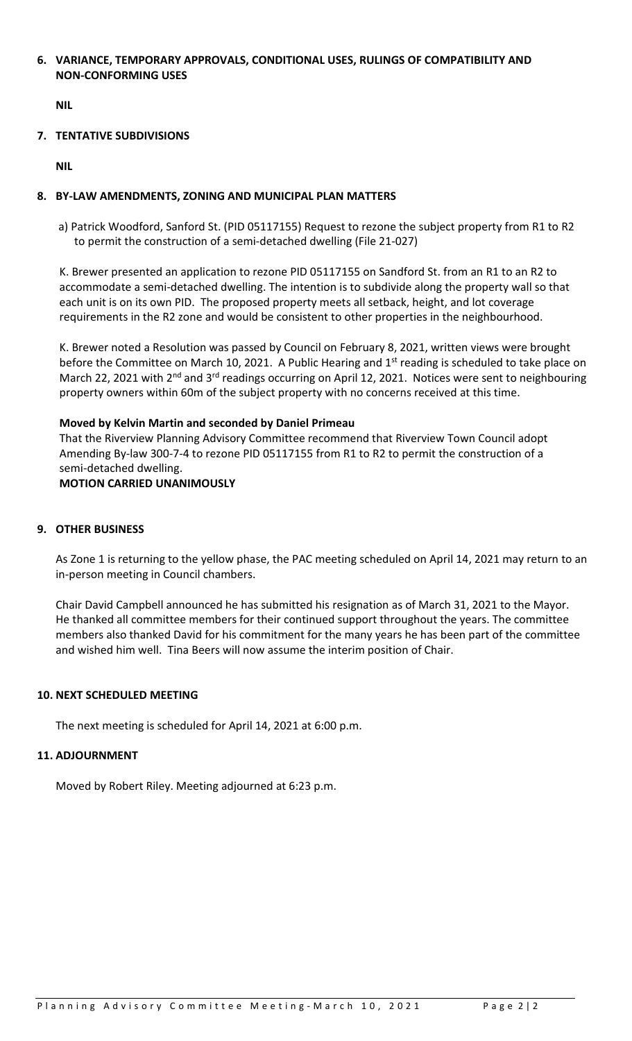## 6. VARIANCE, TEMPORARY APPROVALS, CONDITIONAL USES, RULINGS OF COMPATIBILITY AND NON-CONFORMING USES

**NIL**

## 7. TENTATIVE SUBDIVISIONS

**NIL**

## 8. BY-LAW AMENDMENTS, ZONING AND MUNICIPAL PLAN MATTERS

a) Patrick Woodford, Sanford St. (PID 05117155) Request to rezone the subject property from R1 to R2 to permit the construction of a semi-detached dwelling (File 21-027)

K. Brewer presented an application to rezone PID 05117155 on Sandford St. from an R1 to an R2 to accommodate a semi-detached dwelling. The intention is to subdivide along the property wall so that each unit is on its own PID. The proposed property meets all setback, height, and lot coverage requirements in the R2 zone and would be consistent to other properties in the neighbourhood.

K. Brewer noted a Resolution was passed by Council on February 8, 2021, written views were brought before the Committee on March 10, 2021. A Public Hearing and 1st reading is scheduled to take place on March 22, 2021 with 2nd and 3rd readings occurring on April 12, 2021. Notices were sent to neighbouring property owners within 60m of the subject property with no concerns received at this time.

**Moved by Kelvin Martin and seconded by Daniel Primeau**

That the Riverview Planning Advisory Committee recommend that Riverview Town Council adopt Amending By-law 300-7-4 to rezone PID 05117155 from R1 to R2 to permit the construction of a semi-detached dwelling.

**MOTION CARRIED UNANIMOUSLY**

## 9. OTHER BUSINESS

As Zone 1 is returning to the yellow phase, the PAC meeting scheduled on April 14, 2021 may return to an in-person meeting in Council chambers.

Chair David Campbell announced he has submitted his resignation as of March 31, 2021 to the Mayor. He thanked all committee members for their continued support throughout the years. The committee members also thanked David for his commitment for the many years he has been part of the committee and wished him well. Tina Beers will now assume the interim position of Chair.

## 10. NEXT SCHEDULED MEETING

The next meeting is scheduled for April 14, 2021 at 6:00 p.m.

## 11. ADJOURNMENT

Moved by Robert Riley. Meeting adjourned at 6:23 p.m.